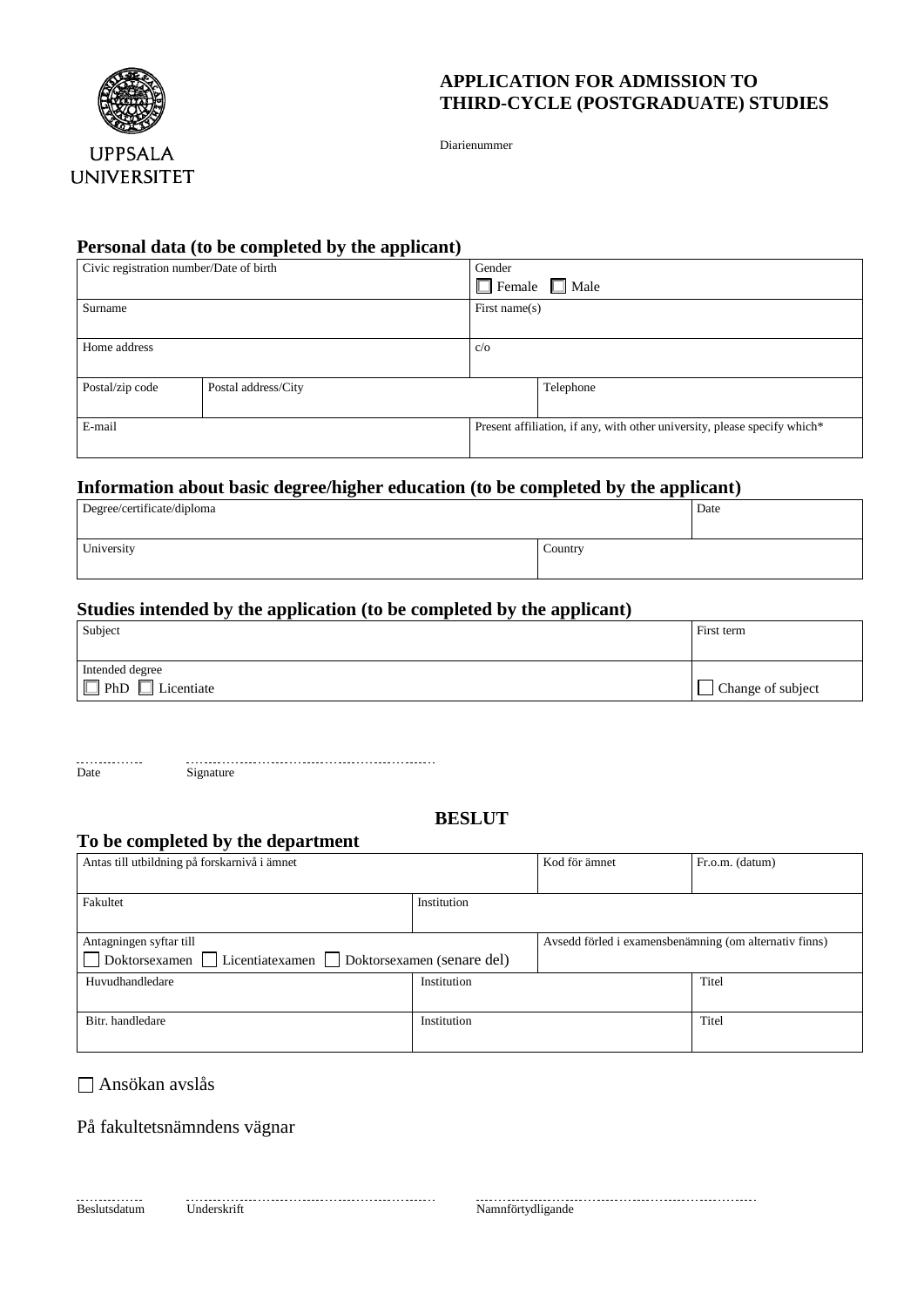UPPSALA UNIVERSITET

# APPLICATION FOR ADMISSION TO THIRD-CYCLE (POSTGRADUATE) STUDIES

Diarienummer

## Personal data (to be completed by the applicant)

| Civic registration number/Date of birth | | Gender ☐ Female ☐ Male | |
|---|---|---|---|
| Surname | | First name(s) | |
| Home address | | c/o | |
| Postal/zip code | Postal address/City | | Telephone |
| E-mail | | Present affiliation, if any, with other university, please specify which* | |

## Information about basic degree/higher education (to be completed by the applicant)

| Degree/certificate/diploma | | Date |
|---|---|---|
| University | Country | |

## Studies intended by the application (to be completed by the applicant)

| Subject | First term |
|---|---|
| Intended degree ☐ PhD ☐ Licentiate | ☐ Change of subject |

.............. ..............................................

Date Signature

## BESLUT

## To be completed by the department

| Antas till utbildning på forskarnivå i ämnet | | Kod för ämnet | Fr.o.m. (datum) |
|---|---|---|---|
| Fakultet | Institution | | |
| Antagningen syftar till ☐ Doktorsexamen ☐ Licentiatexamen ☐ Doktorsexamen (senare del) | | Avsedd förled i examensbenämning (om alternativ finns) | |
| Huvudhandledare | Institution | | Titel |
| Bitr. handledare | Institution | | Titel |

☐ Ansökan avslås

På fakultetsnämndens vägnar

.............. .............................................. ..............................................

Beslutsdatum Underskrift Namnförtydligande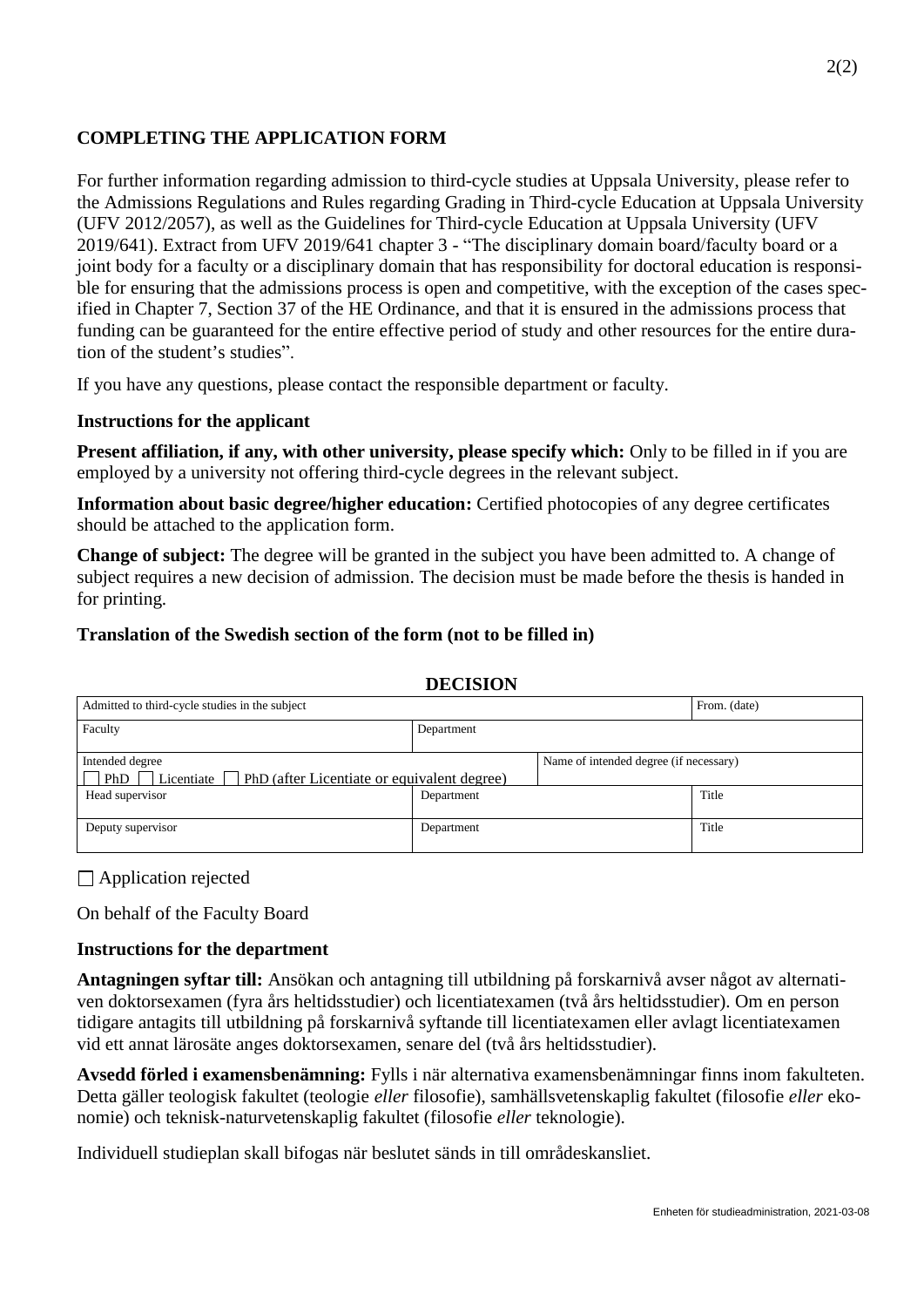## COMPLETING THE APPLICATION FORM

For further information regarding admission to third-cycle studies at Uppsala University, please refer to the Admissions Regulations and Rules regarding Grading in Third-cycle Education at Uppsala University (UFV 2012/2057), as well as the Guidelines for Third-cycle Education at Uppsala University (UFV 2019/641). Extract from UFV 2019/641 chapter 3 - "The disciplinary domain board/faculty board or a joint body for a faculty or a disciplinary domain that has responsibility for doctoral education is responsible for ensuring that the admissions process is open and competitive, with the exception of the cases specified in Chapter 7, Section 37 of the HE Ordinance, and that it is ensured in the admissions process that funding can be guaranteed for the entire effective period of study and other resources for the entire duration of the student's studies".

If you have any questions, please contact the responsible department or faculty.

### Instructions for the applicant

**Present affiliation, if any, with other university, please specify which:** Only to be filled in if you are employed by a university not offering third-cycle degrees in the relevant subject.

**Information about basic degree/higher education:** Certified photocopies of any degree certificates should be attached to the application form.

**Change of subject:** The degree will be granted in the subject you have been admitted to. A change of subject requires a new decision of admission. The decision must be made before the thesis is handed in for printing.

### Translation of the Swedish section of the form (not to be filled in)

**DECISION**

| | | | |
|---|---|---|---|
| Admitted to third-cycle studies in the subject | | | From. (date) |
| Faculty | Department | | |
| Intended degree<br>☐ PhD ☐ Licentiate ☐ PhD (after Licentiate or equivalent degree) | | Name of intended degree (if necessary) | |
| Head supervisor | Department | | Title |
| Deputy supervisor | Department | | Title |

☐ Application rejected

On behalf of the Faculty Board

### Instructions for the department

**Antagningen syftar till:** Ansökan och antagning till utbildning på forskarnivå avser något av alternativen doktorsexamen (fyra års heltidsstudier) och licentiatexamen (två års heltidsstudier). Om en person tidigare antagits till utbildning på forskarnivå syftande till licentiatexamen eller avlagt licentiatexamen vid ett annat lärosäte anges doktorsexamen, senare del (två års heltidsstudier).

**Avsedd förled i examensbenämning:** Fylls i när alternativa examensbenämningar finns inom fakulteten. Detta gäller teologisk fakultet (teologie *eller* filosofie), samhällsvetenskaplig fakultet (filosofie *eller* ekonomie) och teknisk-naturvetenskaplig fakultet (filosofie *eller* teknologie).

Individuell studieplan skall bifogas när beslutet sänds in till områdeskansliet.

Enheten för studieadministration, 2021-03-08